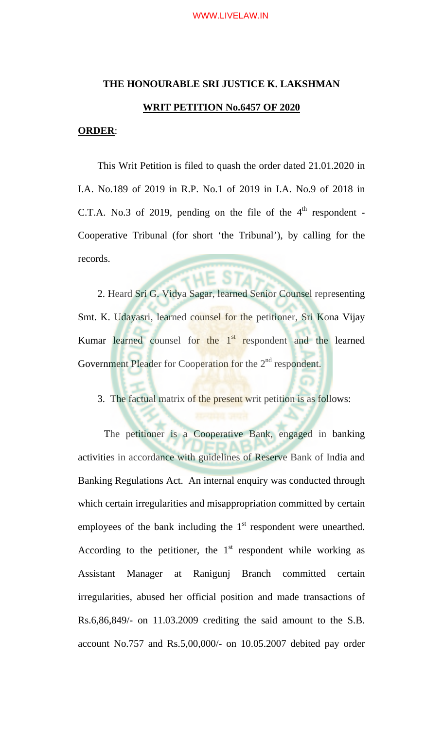**THE HONOURABLE SRI JUSTICE K. LAKSHMAN**

**WRIT PETITION No.6457 OF 2020**

**ORDER**:

This Writ Petition is filed to quash the order dated 21.01.2020 in I.A. No.189 of 2019 in R.P. No.1 of 2019 in I.A. No.9 of 2018 in C.T.A. No.3 of 2019, pending on the file of the 4th respondent - Cooperative Tribunal (for short 'the Tribunal'), by calling for the records.

2. Heard Sri G. Vidya Sagar, learned Senior Counsel representing Smt. K. Udayasri, learned counsel for the petitioner, Sri Kona Vijay Kumar learned counsel for the 1st respondent and the learned Government Pleader for Cooperation for the 2nd respondent.

3. The factual matrix of the present writ petition is as follows:

The petitioner is a Cooperative Bank, engaged in banking activities in accordance with guidelines of Reserve Bank of India and Banking Regulations Act. An internal enquiry was conducted through which certain irregularities and misappropriation committed by certain employees of the bank including the 1st respondent were unearthed. According to the petitioner, the 1st respondent while working as Assistant Manager at Ranigunj Branch committed certain irregularities, abused her official position and made transactions of Rs.6,86,849/- on 11.03.2009 crediting the said amount to the S.B. account No.757 and Rs.5,00,000/- on 10.05.2007 debited pay order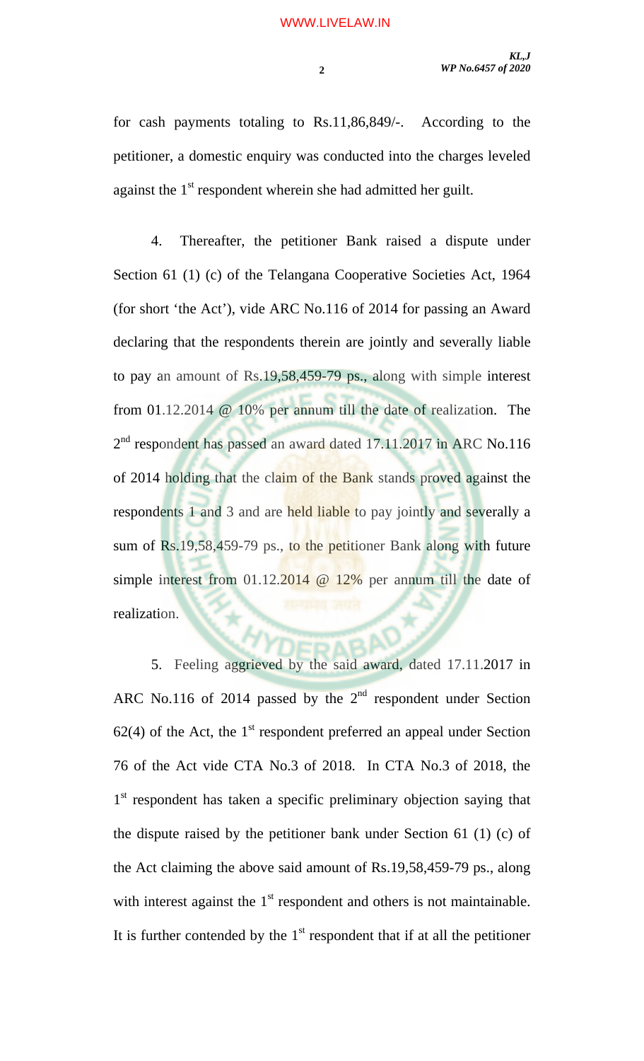for cash payments totaling to Rs.11,86,849/-. According to the petitioner, a domestic enquiry was conducted into the charges leveled against the 1st respondent wherein she had admitted her guilt.

4. Thereafter, the petitioner Bank raised a dispute under Section 61 (1) (c) of the Telangana Cooperative Societies Act, 1964 (for short 'the Act'), vide ARC No.116 of 2014 for passing an Award declaring that the respondents therein are jointly and severally liable to pay an amount of Rs.19,58,459-79 ps., along with simple interest from 01.12.2014 @ 10% per annum till the date of realization. The 2nd respondent has passed an award dated 17.11.2017 in ARC No.116 of 2014 holding that the claim of the Bank stands proved against the respondents 1 and 3 and are held liable to pay jointly and severally a sum of Rs.19,58,459-79 ps., to the petitioner Bank along with future simple interest from 01.12.2014 @ 12% per annum till the date of realization.

5. Feeling aggrieved by the said award, dated 17.11.2017 in ARC No.116 of 2014 passed by the 2nd respondent under Section 62(4) of the Act, the 1st respondent preferred an appeal under Section 76 of the Act vide CTA No.3 of 2018. In CTA No.3 of 2018, the 1st respondent has taken a specific preliminary objection saying that the dispute raised by the petitioner bank under Section 61 (1) (c) of the Act claiming the above said amount of Rs.19,58,459-79 ps., along with interest against the 1st respondent and others is not maintainable. It is further contended by the 1st respondent that if at all the petitioner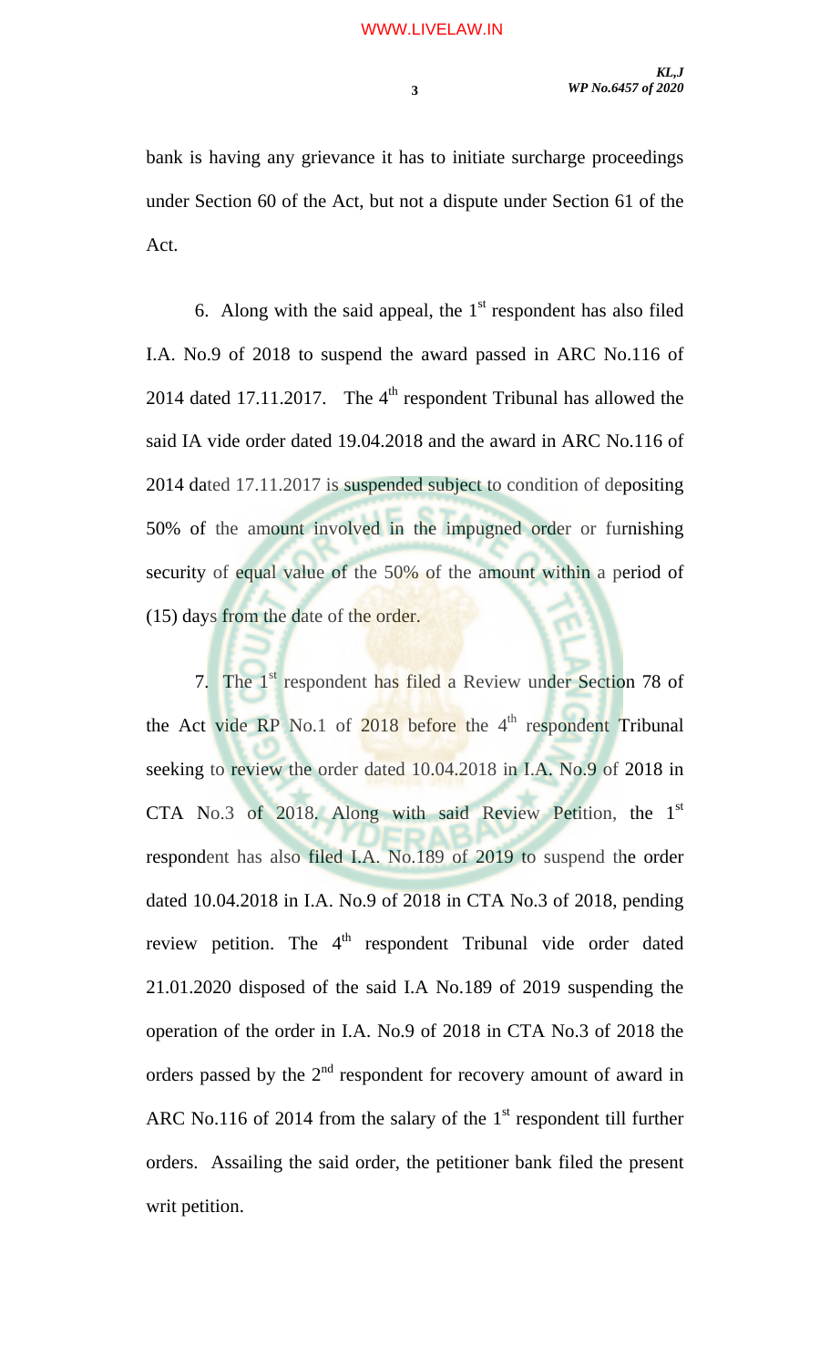bank is having any grievance it has to initiate surcharge proceedings under Section 60 of the Act, but not a dispute under Section 61 of the Act.

6. Along with the said appeal, the 1st respondent has also filed I.A. No.9 of 2018 to suspend the award passed in ARC No.116 of 2014 dated 17.11.2017. The 4th respondent Tribunal has allowed the said IA vide order dated 19.04.2018 and the award in ARC No.116 of 2014 dated 17.11.2017 is suspended subject to condition of depositing 50% of the amount involved in the impugned order or furnishing security of equal value of the 50% of the amount within a period of (15) days from the date of the order.

7. The 1st respondent has filed a Review under Section 78 of the Act vide RP No.1 of 2018 before the 4th respondent Tribunal seeking to review the order dated 10.04.2018 in I.A. No.9 of 2018 in CTA No.3 of 2018. Along with said Review Petition, the 1st respondent has also filed I.A. No.189 of 2019 to suspend the order dated 10.04.2018 in I.A. No.9 of 2018 in CTA No.3 of 2018, pending review petition. The 4th respondent Tribunal vide order dated 21.01.2020 disposed of the said I.A No.189 of 2019 suspending the operation of the order in I.A. No.9 of 2018 in CTA No.3 of 2018 the orders passed by the 2nd respondent for recovery amount of award in ARC No.116 of 2014 from the salary of the 1st respondent till further orders. Assailing the said order, the petitioner bank filed the present writ petition.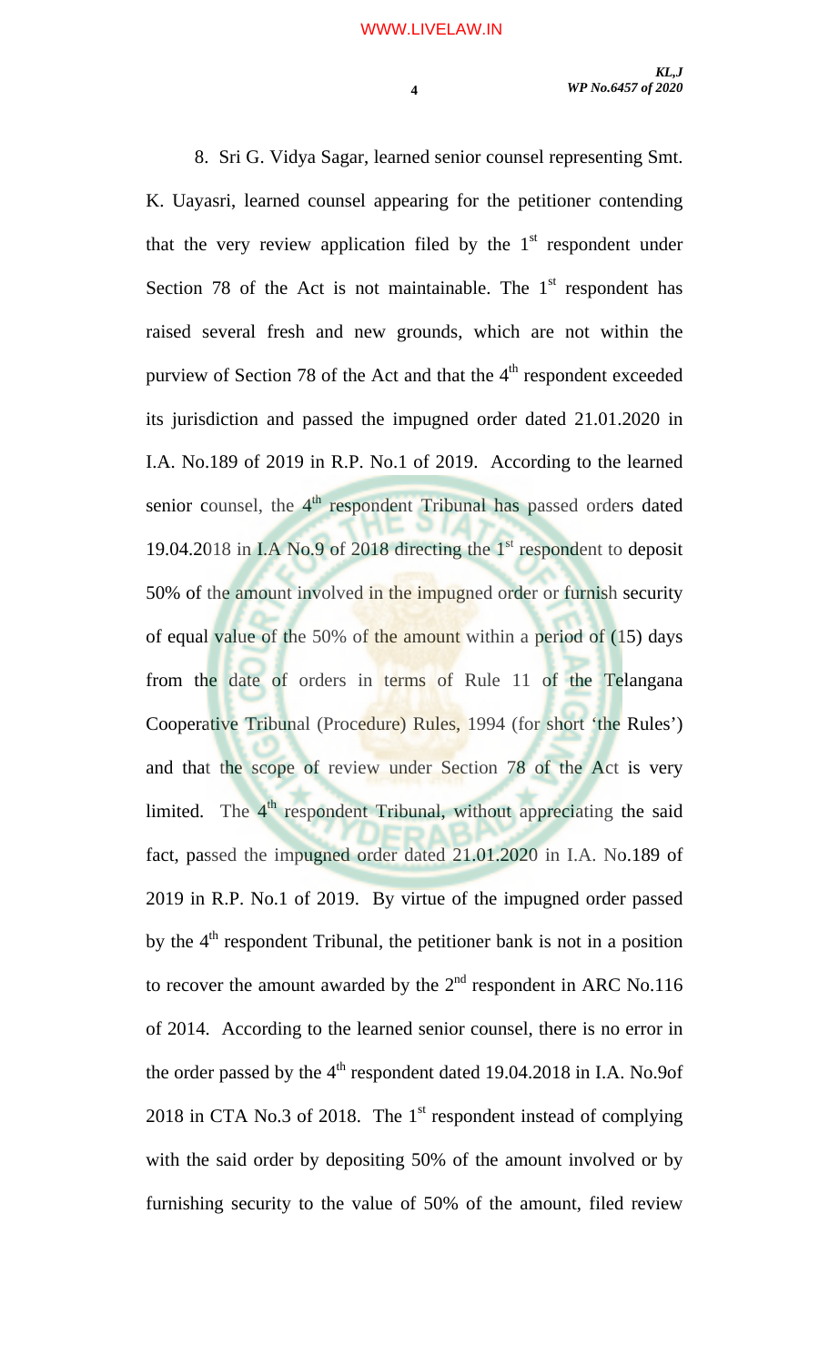8. Sri G. Vidya Sagar, learned senior counsel representing Smt. K. Uayasri, learned counsel appearing for the petitioner contending that the very review application filed by the 1st respondent under Section 78 of the Act is not maintainable. The 1st respondent has raised several fresh and new grounds, which are not within the purview of Section 78 of the Act and that the 4th respondent exceeded its jurisdiction and passed the impugned order dated 21.01.2020 in I.A. No.189 of 2019 in R.P. No.1 of 2019. According to the learned senior counsel, the 4th respondent Tribunal has passed orders dated 19.04.2018 in I.A No.9 of 2018 directing the 1st respondent to deposit 50% of the amount involved in the impugned order or furnish security of equal value of the 50% of the amount within a period of (15) days from the date of orders in terms of Rule 11 of the Telangana Cooperative Tribunal (Procedure) Rules, 1994 (for short 'the Rules') and that the scope of review under Section 78 of the Act is very limited. The 4th respondent Tribunal, without appreciating the said fact, passed the impugned order dated 21.01.2020 in I.A. No.189 of 2019 in R.P. No.1 of 2019. By virtue of the impugned order passed by the 4th respondent Tribunal, the petitioner bank is not in a position to recover the amount awarded by the 2nd respondent in ARC No.116 of 2014. According to the learned senior counsel, there is no error in the order passed by the 4th respondent dated 19.04.2018 in I.A. No.9of 2018 in CTA No.3 of 2018. The 1st respondent instead of complying with the said order by depositing 50% of the amount involved or by furnishing security to the value of 50% of the amount, filed review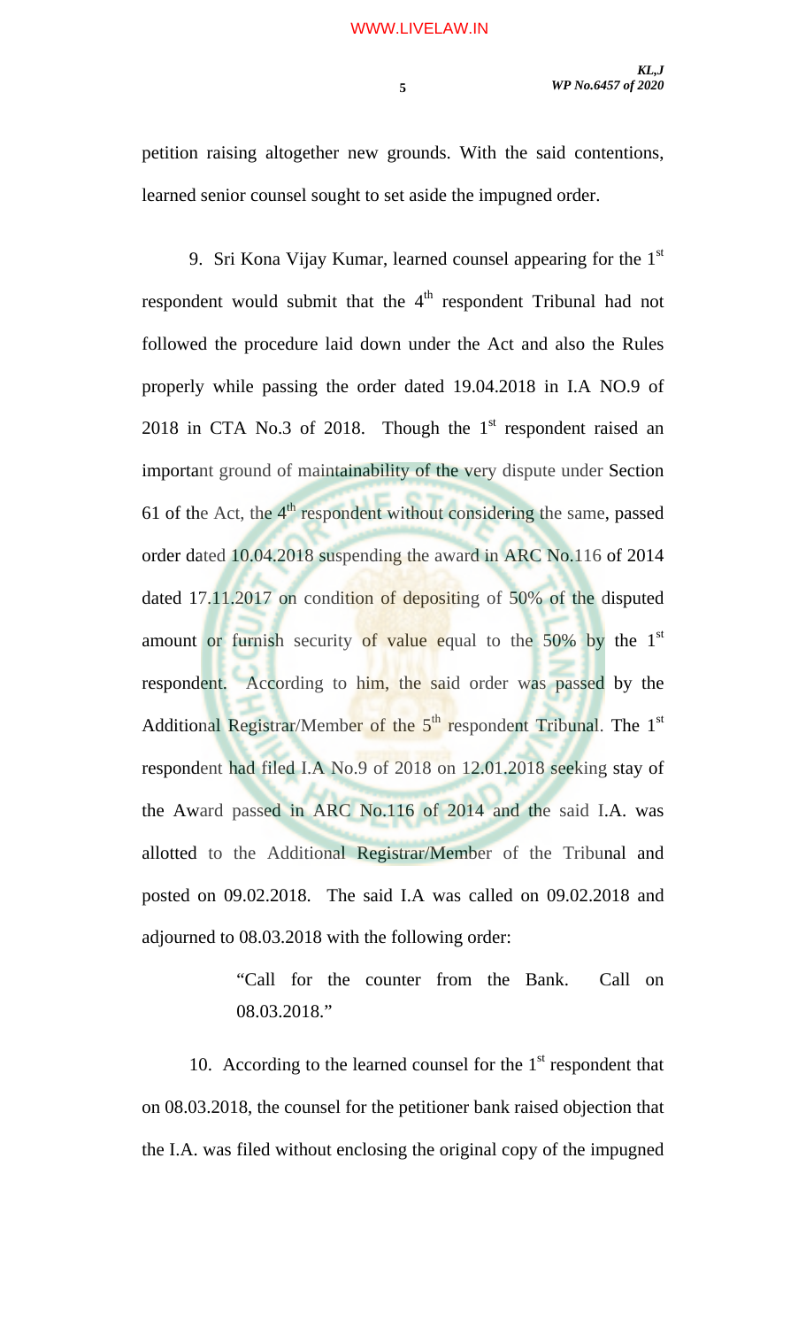petition raising altogether new grounds. With the said contentions, learned senior counsel sought to set aside the impugned order.

9. Sri Kona Vijay Kumar, learned counsel appearing for the 1st respondent would submit that the 4th respondent Tribunal had not followed the procedure laid down under the Act and also the Rules properly while passing the order dated 19.04.2018 in I.A NO.9 of 2018 in CTA No.3 of 2018. Though the 1st respondent raised an important ground of maintainability of the very dispute under Section 61 of the Act, the 4th respondent without considering the same, passed order dated 10.04.2018 suspending the award in ARC No.116 of 2014 dated 17.11.2017 on condition of depositing of 50% of the disputed amount or furnish security of value equal to the 50% by the 1st respondent. According to him, the said order was passed by the Additional Registrar/Member of the 5th respondent Tribunal. The 1st respondent had filed I.A No.9 of 2018 on 12.01.2018 seeking stay of the Award passed in ARC No.116 of 2014 and the said I.A. was allotted to the Additional Registrar/Member of the Tribunal and posted on 09.02.2018. The said I.A was called on 09.02.2018 and adjourned to 08.03.2018 with the following order:

> "Call for the counter from the Bank. Call on 08.03.2018."

10. According to the learned counsel for the 1st respondent that on 08.03.2018, the counsel for the petitioner bank raised objection that the I.A. was filed without enclosing the original copy of the impugned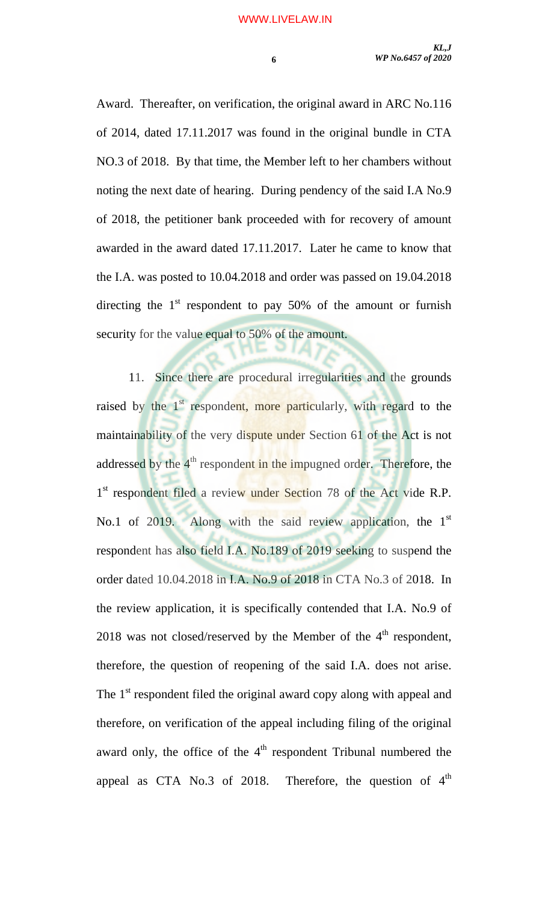Award. Thereafter, on verification, the original award in ARC No.116 of 2014, dated 17.11.2017 was found in the original bundle in CTA NO.3 of 2018. By that time, the Member left to her chambers without noting the next date of hearing. During pendency of the said I.A No.9 of 2018, the petitioner bank proceeded with for recovery of amount awarded in the award dated 17.11.2017. Later he came to know that the I.A. was posted to 10.04.2018 and order was passed on 19.04.2018 directing the 1st respondent to pay 50% of the amount or furnish security for the value equal to 50% of the amount.

11. Since there are procedural irregularities and the grounds raised by the 1st respondent, more particularly, with regard to the maintainability of the very dispute under Section 61 of the Act is not addressed by the 4th respondent in the impugned order. Therefore, the 1st respondent filed a review under Section 78 of the Act vide R.P. No.1 of 2019. Along with the said review application, the 1st respondent has also field I.A. No.189 of 2019 seeking to suspend the order dated 10.04.2018 in I.A. No.9 of 2018 in CTA No.3 of 2018. In the review application, it is specifically contended that I.A. No.9 of 2018 was not closed/reserved by the Member of the 4th respondent, therefore, the question of reopening of the said I.A. does not arise. The 1st respondent filed the original award copy along with appeal and therefore, on verification of the appeal including filing of the original award only, the office of the 4th respondent Tribunal numbered the appeal as CTA No.3 of 2018. Therefore, the question of 4th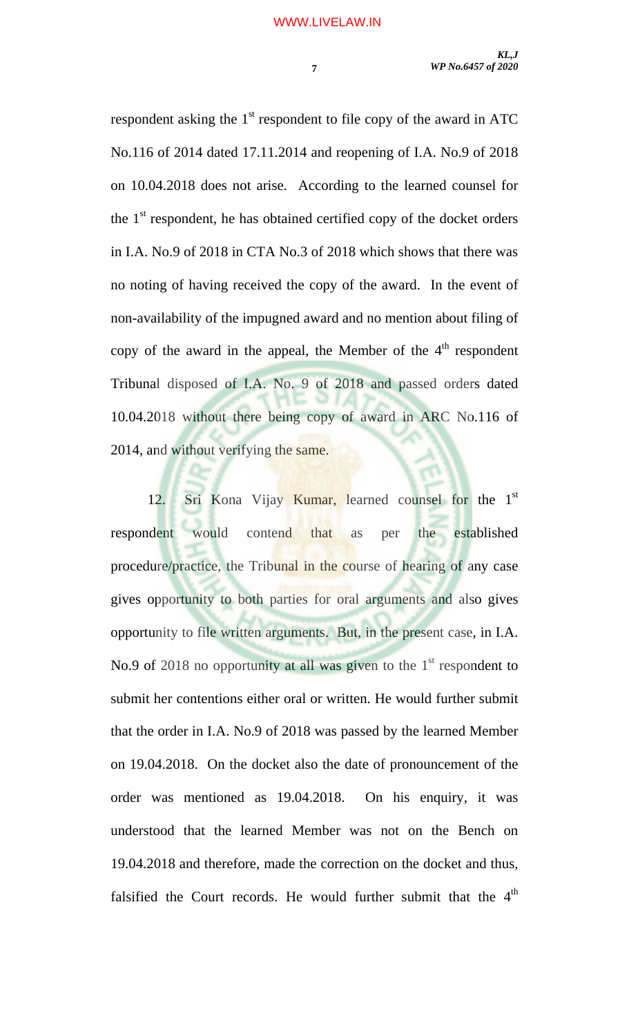respondent asking the 1st respondent to file copy of the award in ATC No.116 of 2014 dated 17.11.2014 and reopening of I.A. No.9 of 2018 on 10.04.2018 does not arise. According to the learned counsel for the 1st respondent, he has obtained certified copy of the docket orders in I.A. No.9 of 2018 in CTA No.3 of 2018 which shows that there was no noting of having received the copy of the award. In the event of non-availability of the impugned award and no mention about filing of copy of the award in the appeal, the Member of the 4th respondent Tribunal disposed of I.A. No. 9 of 2018 and passed orders dated 10.04.2018 without there being copy of award in ARC No.116 of 2014, and without verifying the same.

12. Sri Kona Vijay Kumar, learned counsel for the 1st respondent would contend that as per the established procedure/practice, the Tribunal in the course of hearing of any case gives opportunity to both parties for oral arguments and also gives opportunity to file written arguments. But, in the present case, in I.A. No.9 of 2018 no opportunity at all was given to the 1st respondent to submit her contentions either oral or written. He would further submit that the order in I.A. No.9 of 2018 was passed by the learned Member on 19.04.2018. On the docket also the date of pronouncement of the order was mentioned as 19.04.2018. On his enquiry, it was understood that the learned Member was not on the Bench on 19.04.2018 and therefore, made the correction on the docket and thus, falsified the Court records. He would further submit that the 4th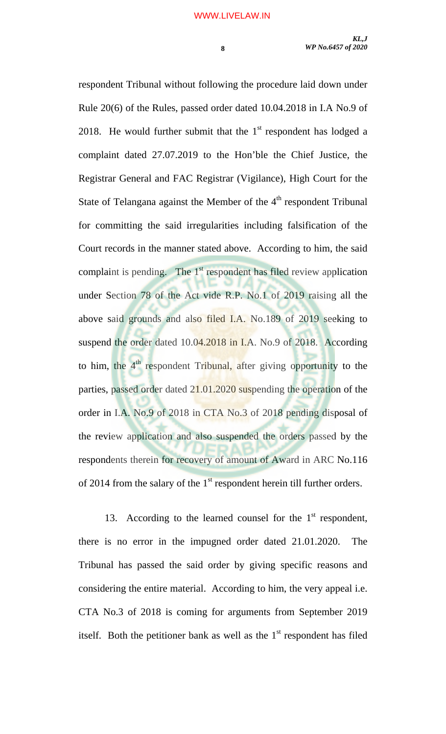respondent Tribunal without following the procedure laid down under Rule 20(6) of the Rules, passed order dated 10.04.2018 in I.A No.9 of 2018. He would further submit that the 1st respondent has lodged a complaint dated 27.07.2019 to the Hon'ble the Chief Justice, the Registrar General and FAC Registrar (Vigilance), High Court for the State of Telangana against the Member of the 4th respondent Tribunal for committing the said irregularities including falsification of the Court records in the manner stated above. According to him, the said complaint is pending. The 1st respondent has filed review application under Section 78 of the Act vide R.P. No.1 of 2019 raising all the above said grounds and also filed I.A. No.189 of 2019 seeking to suspend the order dated 10.04.2018 in I.A. No.9 of 2018. According to him, the 4th respondent Tribunal, after giving opportunity to the parties, passed order dated 21.01.2020 suspending the operation of the order in I.A. No.9 of 2018 in CTA No.3 of 2018 pending disposal of the review application and also suspended the orders passed by the respondents therein for recovery of amount of Award in ARC No.116 of 2014 from the salary of the 1st respondent herein till further orders.

13. According to the learned counsel for the 1st respondent, there is no error in the impugned order dated 21.01.2020. The Tribunal has passed the said order by giving specific reasons and considering the entire material. According to him, the very appeal i.e. CTA No.3 of 2018 is coming for arguments from September 2019 itself. Both the petitioner bank as well as the 1st respondent has filed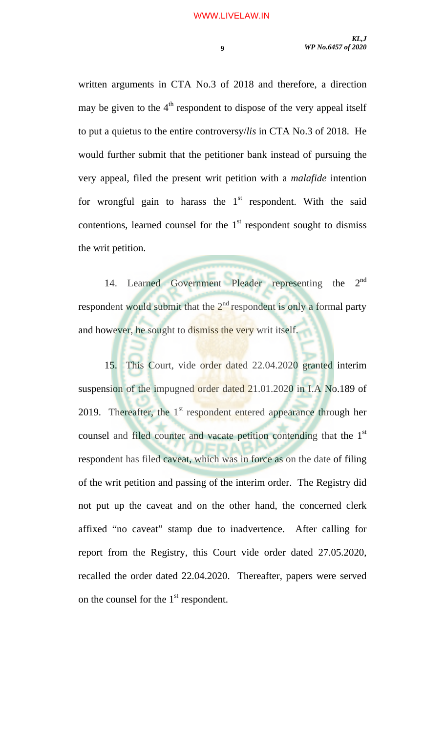written arguments in CTA No.3 of 2018 and therefore, a direction may be given to the 4th respondent to dispose of the very appeal itself to put a quietus to the entire controversy/*lis* in CTA No.3 of 2018. He would further submit that the petitioner bank instead of pursuing the very appeal, filed the present writ petition with a *malafide* intention for wrongful gain to harass the 1st respondent. With the said contentions, learned counsel for the 1st respondent sought to dismiss the writ petition.

14. Learned Government Pleader representing the 2nd respondent would submit that the 2nd respondent is only a formal party and however, he sought to dismiss the very writ itself.

15. This Court, vide order dated 22.04.2020 granted interim suspension of the impugned order dated 21.01.2020 in I.A No.189 of 2019. Thereafter, the 1st respondent entered appearance through her counsel and filed counter and vacate petition contending that the 1st respondent has filed caveat, which was in force as on the date of filing of the writ petition and passing of the interim order. The Registry did not put up the caveat and on the other hand, the concerned clerk affixed "no caveat" stamp due to inadvertence. After calling for report from the Registry, this Court vide order dated 27.05.2020, recalled the order dated 22.04.2020. Thereafter, papers were served on the counsel for the 1st respondent.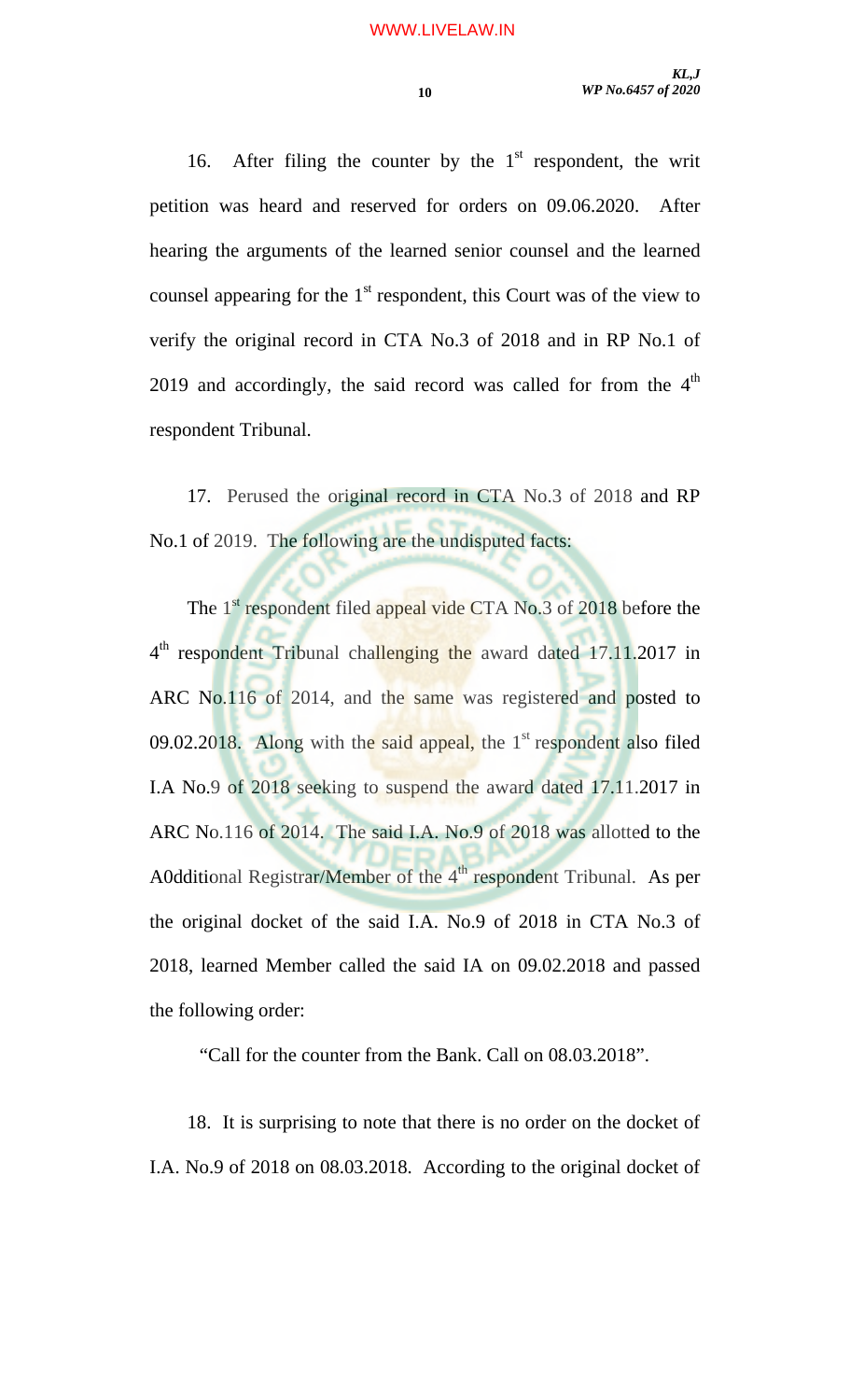16. After filing the counter by the 1st respondent, the writ petition was heard and reserved for orders on 09.06.2020. After hearing the arguments of the learned senior counsel and the learned counsel appearing for the 1st respondent, this Court was of the view to verify the original record in CTA No.3 of 2018 and in RP No.1 of 2019 and accordingly, the said record was called for from the 4th respondent Tribunal.

17. Perused the original record in CTA No.3 of 2018 and RP No.1 of 2019. The following are the undisputed facts:

The 1st respondent filed appeal vide CTA No.3 of 2018 before the 4th respondent Tribunal challenging the award dated 17.11.2017 in ARC No.116 of 2014, and the same was registered and posted to 09.02.2018. Along with the said appeal, the 1st respondent also filed I.A No.9 of 2018 seeking to suspend the award dated 17.11.2017 in ARC No.116 of 2014. The said I.A. No.9 of 2018 was allotted to the A0dditional Registrar/Member of the 4th respondent Tribunal. As per the original docket of the said I.A. No.9 of 2018 in CTA No.3 of 2018, learned Member called the said IA on 09.02.2018 and passed the following order:

"Call for the counter from the Bank. Call on 08.03.2018".

18. It is surprising to note that there is no order on the docket of I.A. No.9 of 2018 on 08.03.2018. According to the original docket of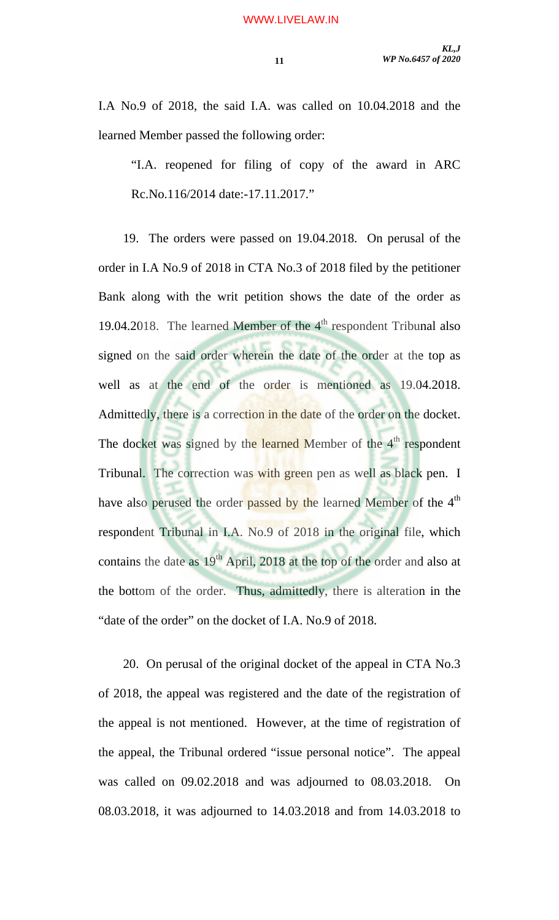I.A No.9 of 2018, the said I.A. was called on 10.04.2018 and the learned Member passed the following order:

> "I.A. reopened for filing of copy of the award in ARC Rc.No.116/2014 date:-17.11.2017."

19. The orders were passed on 19.04.2018. On perusal of the order in I.A No.9 of 2018 in CTA No.3 of 2018 filed by the petitioner Bank along with the writ petition shows the date of the order as 19.04.2018. The learned Member of the 4th respondent Tribunal also signed on the said order wherein the date of the order at the top as well as at the end of the order is mentioned as 19.04.2018. Admittedly, there is a correction in the date of the order on the docket. The docket was signed by the learned Member of the 4th respondent Tribunal. The correction was with green pen as well as black pen. I have also perused the order passed by the learned Member of the 4th respondent Tribunal in I.A. No.9 of 2018 in the original file, which contains the date as 19th April, 2018 at the top of the order and also at the bottom of the order. Thus, admittedly, there is alteration in the "date of the order" on the docket of I.A. No.9 of 2018.

20. On perusal of the original docket of the appeal in CTA No.3 of 2018, the appeal was registered and the date of the registration of the appeal is not mentioned. However, at the time of registration of the appeal, the Tribunal ordered "issue personal notice". The appeal was called on 09.02.2018 and was adjourned to 08.03.2018. On 08.03.2018, it was adjourned to 14.03.2018 and from 14.03.2018 to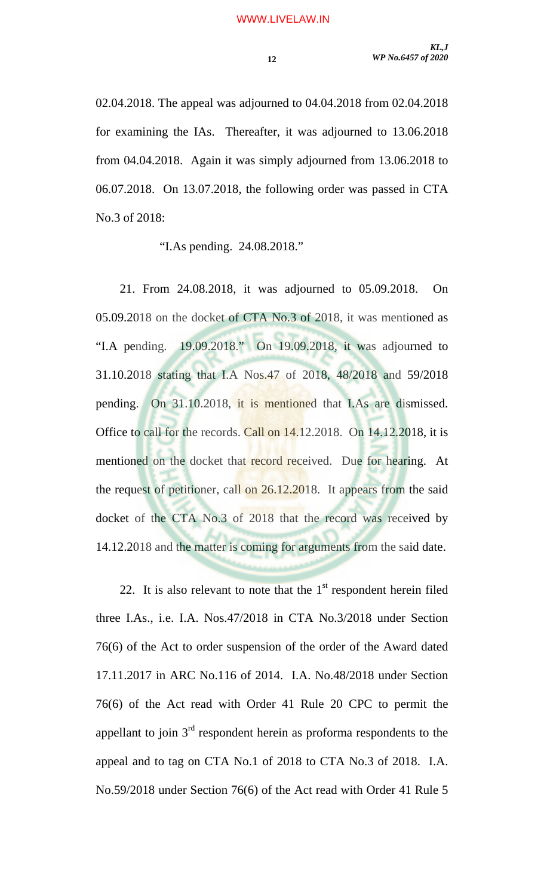02.04.2018. The appeal was adjourned to 04.04.2018 from 02.04.2018 for examining the IAs. Thereafter, it was adjourned to 13.06.2018 from 04.04.2018. Again it was simply adjourned from 13.06.2018 to 06.07.2018. On 13.07.2018, the following order was passed in CTA No.3 of 2018:

"I.As pending. 24.08.2018."

21. From 24.08.2018, it was adjourned to 05.09.2018. On 05.09.2018 on the docket of CTA No.3 of 2018, it was mentioned as "I.A pending. 19.09.2018." On 19.09.2018, it was adjourned to 31.10.2018 stating that I.A Nos.47 of 2018, 48/2018 and 59/2018 pending. On 31.10.2018, it is mentioned that I.As are dismissed. Office to call for the records. Call on 14.12.2018. On 14.12.2018, it is mentioned on the docket that record received. Due for hearing. At the request of petitioner, call on 26.12.2018. It appears from the said docket of the CTA No.3 of 2018 that the record was received by 14.12.2018 and the matter is coming for arguments from the said date.

22. It is also relevant to note that the 1st respondent herein filed three I.As., i.e. I.A. Nos.47/2018 in CTA No.3/2018 under Section 76(6) of the Act to order suspension of the order of the Award dated 17.11.2017 in ARC No.116 of 2014. I.A. No.48/2018 under Section 76(6) of the Act read with Order 41 Rule 20 CPC to permit the appellant to join 3rd respondent herein as proforma respondents to the appeal and to tag on CTA No.1 of 2018 to CTA No.3 of 2018. I.A. No.59/2018 under Section 76(6) of the Act read with Order 41 Rule 5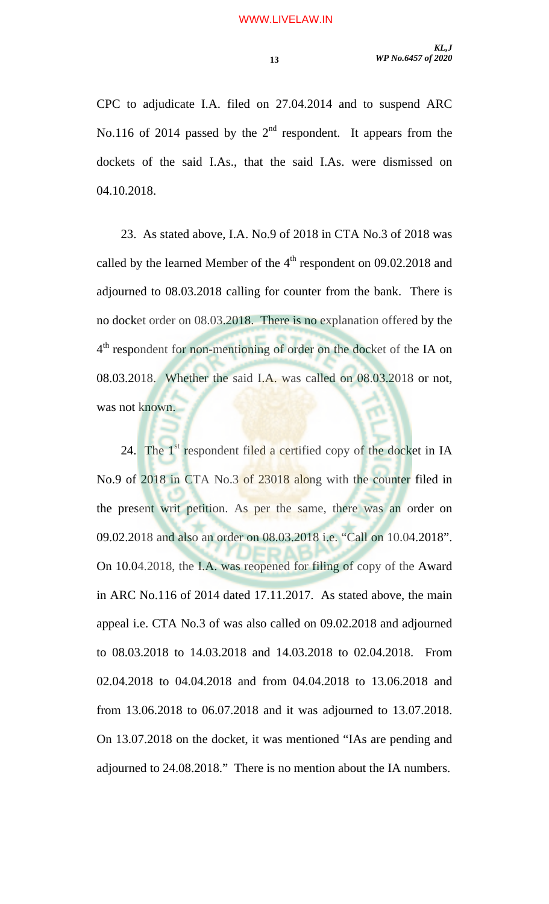CPC to adjudicate I.A. filed on 27.04.2014 and to suspend ARC No.116 of 2014 passed by the 2nd respondent. It appears from the dockets of the said I.As., that the said I.As. were dismissed on 04.10.2018.

23. As stated above, I.A. No.9 of 2018 in CTA No.3 of 2018 was called by the learned Member of the 4th respondent on 09.02.2018 and adjourned to 08.03.2018 calling for counter from the bank. There is no docket order on 08.03.2018. There is no explanation offered by the 4th respondent for non-mentioning of order on the docket of the IA on 08.03.2018. Whether the said I.A. was called on 08.03.2018 or not, was not known.

24. The 1st respondent filed a certified copy of the docket in IA No.9 of 2018 in CTA No.3 of 23018 along with the counter filed in the present writ petition. As per the same, there was an order on 09.02.2018 and also an order on 08.03.2018 i.e. "Call on 10.04.2018". On 10.04.2018, the I.A. was reopened for filing of copy of the Award in ARC No.116 of 2014 dated 17.11.2017. As stated above, the main appeal i.e. CTA No.3 of was also called on 09.02.2018 and adjourned to 08.03.2018 to 14.03.2018 and 14.03.2018 to 02.04.2018. From 02.04.2018 to 04.04.2018 and from 04.04.2018 to 13.06.2018 and from 13.06.2018 to 06.07.2018 and it was adjourned to 13.07.2018. On 13.07.2018 on the docket, it was mentioned "IAs are pending and adjourned to 24.08.2018." There is no mention about the IA numbers.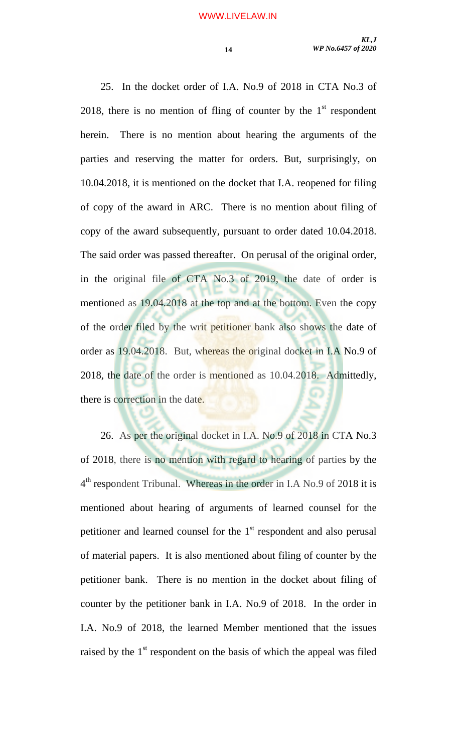25. In the docket order of I.A. No.9 of 2018 in CTA No.3 of 2018, there is no mention of fling of counter by the 1st respondent herein. There is no mention about hearing the arguments of the parties and reserving the matter for orders. But, surprisingly, on 10.04.2018, it is mentioned on the docket that I.A. reopened for filing of copy of the award in ARC. There is no mention about filing of copy of the award subsequently, pursuant to order dated 10.04.2018. The said order was passed thereafter. On perusal of the original order, in the original file of CTA No.3 of 2019, the date of order is mentioned as 19.04.2018 at the top and at the bottom. Even the copy of the order filed by the writ petitioner bank also shows the date of order as 19.04.2018. But, whereas the original docket in I.A No.9 of 2018, the date of the order is mentioned as 10.04.2018. Admittedly, there is correction in the date.

26. As per the original docket in I.A. No.9 of 2018 in CTA No.3 of 2018, there is no mention with regard to hearing of parties by the 4th respondent Tribunal. Whereas in the order in I.A No.9 of 2018 it is mentioned about hearing of arguments of learned counsel for the petitioner and learned counsel for the 1st respondent and also perusal of material papers. It is also mentioned about filing of counter by the petitioner bank. There is no mention in the docket about filing of counter by the petitioner bank in I.A. No.9 of 2018. In the order in I.A. No.9 of 2018, the learned Member mentioned that the issues raised by the 1st respondent on the basis of which the appeal was filed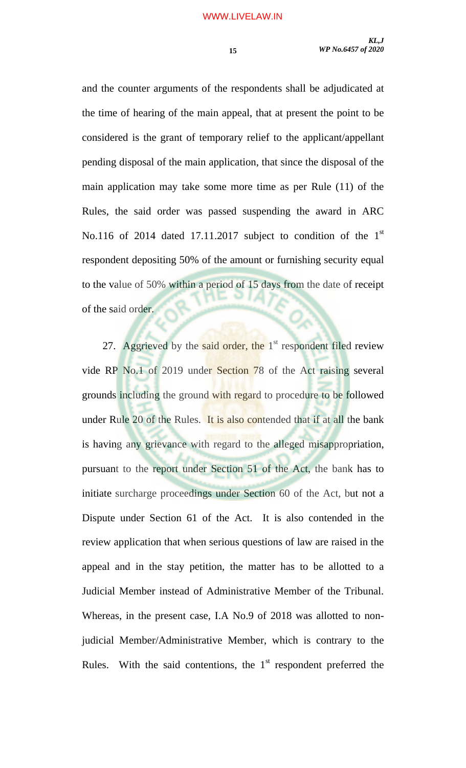and the counter arguments of the respondents shall be adjudicated at the time of hearing of the main appeal, that at present the point to be considered is the grant of temporary relief to the applicant/appellant pending disposal of the main application, that since the disposal of the main application may take some more time as per Rule (11) of the Rules, the said order was passed suspending the award in ARC No.116 of 2014 dated 17.11.2017 subject to condition of the 1st respondent depositing 50% of the amount or furnishing security equal to the value of 50% within a period of 15 days from the date of receipt of the said order.

27. Aggrieved by the said order, the 1st respondent filed review vide RP No.1 of 2019 under Section 78 of the Act raising several grounds including the ground with regard to procedure to be followed under Rule 20 of the Rules. It is also contended that if at all the bank is having any grievance with regard to the alleged misappropriation, pursuant to the report under Section 51 of the Act, the bank has to initiate surcharge proceedings under Section 60 of the Act, but not a Dispute under Section 61 of the Act. It is also contended in the review application that when serious questions of law are raised in the appeal and in the stay petition, the matter has to be allotted to a Judicial Member instead of Administrative Member of the Tribunal. Whereas, in the present case, I.A No.9 of 2018 was allotted to non-judicial Member/Administrative Member, which is contrary to the Rules. With the said contentions, the 1st respondent preferred the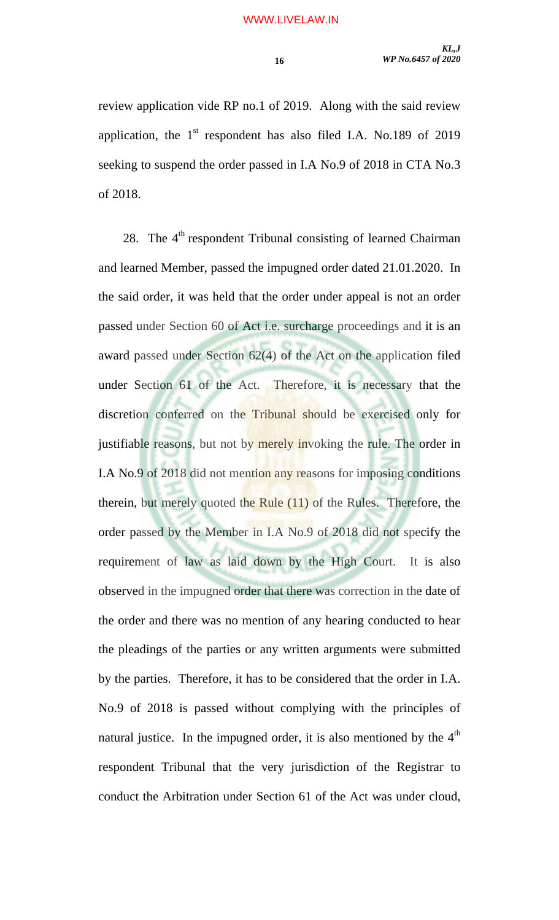review application vide RP no.1 of 2019. Along with the said review application, the 1st respondent has also filed I.A. No.189 of 2019 seeking to suspend the order passed in I.A No.9 of 2018 in CTA No.3 of 2018.

28. The 4th respondent Tribunal consisting of learned Chairman and learned Member, passed the impugned order dated 21.01.2020. In the said order, it was held that the order under appeal is not an order passed under Section 60 of Act i.e. surcharge proceedings and it is an award passed under Section 62(4) of the Act on the application filed under Section 61 of the Act. Therefore, it is necessary that the discretion conferred on the Tribunal should be exercised only for justifiable reasons, but not by merely invoking the rule. The order in I.A No.9 of 2018 did not mention any reasons for imposing conditions therein, but merely quoted the Rule (11) of the Rules. Therefore, the order passed by the Member in I.A No.9 of 2018 did not specify the requirement of law as laid down by the High Court. It is also observed in the impugned order that there was correction in the date of the order and there was no mention of any hearing conducted to hear the pleadings of the parties or any written arguments were submitted by the parties. Therefore, it has to be considered that the order in I.A. No.9 of 2018 is passed without complying with the principles of natural justice. In the impugned order, it is also mentioned by the 4th respondent Tribunal that the very jurisdiction of the Registrar to conduct the Arbitration under Section 61 of the Act was under cloud,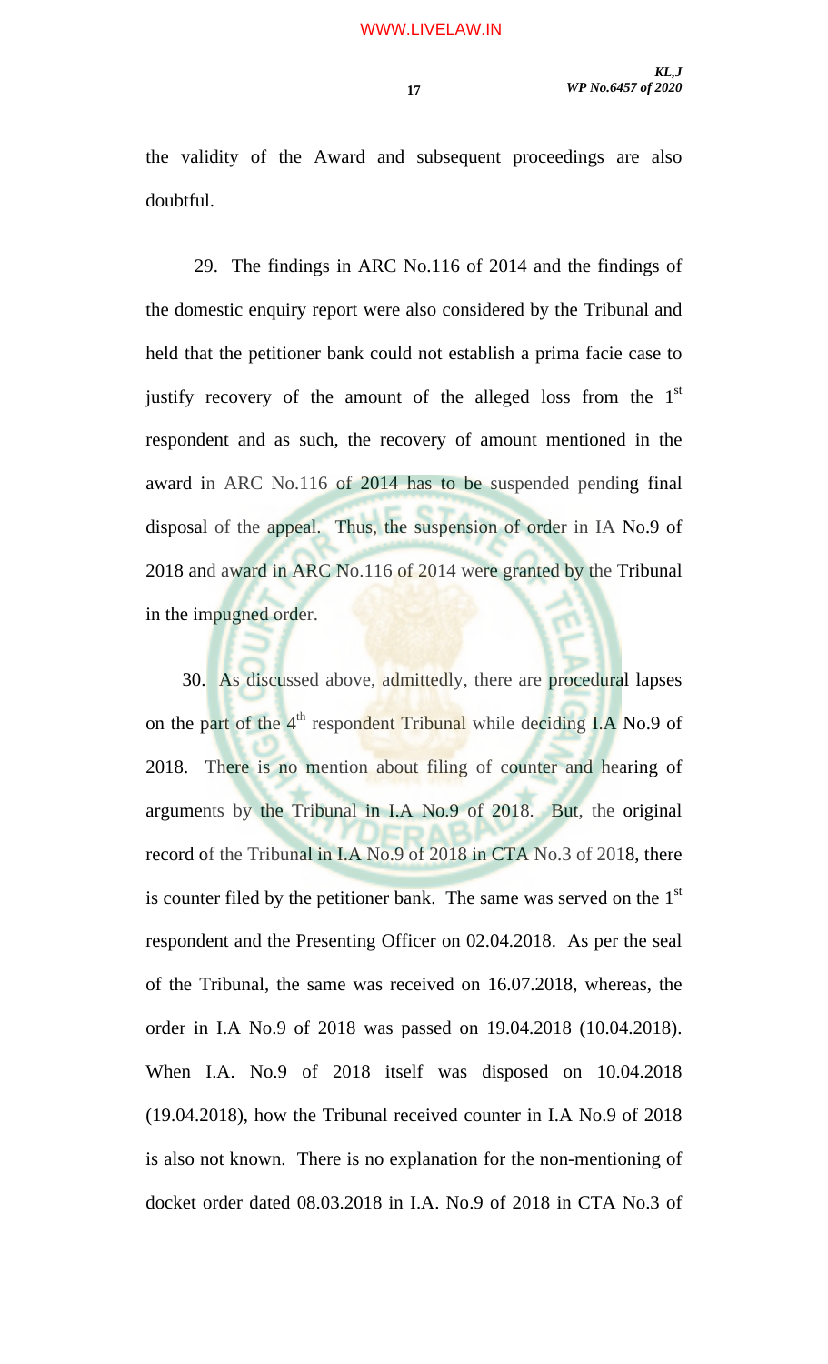the validity of the Award and subsequent proceedings are also doubtful.

29. The findings in ARC No.116 of 2014 and the findings of the domestic enquiry report were also considered by the Tribunal and held that the petitioner bank could not establish a prima facie case to justify recovery of the amount of the alleged loss from the 1st respondent and as such, the recovery of amount mentioned in the award in ARC No.116 of 2014 has to be suspended pending final disposal of the appeal. Thus, the suspension of order in IA No.9 of 2018 and award in ARC No.116 of 2014 were granted by the Tribunal in the impugned order.

30. As discussed above, admittedly, there are procedural lapses on the part of the 4th respondent Tribunal while deciding I.A No.9 of 2018. There is no mention about filing of counter and hearing of arguments by the Tribunal in I.A No.9 of 2018. But, the original record of the Tribunal in I.A No.9 of 2018 in CTA No.3 of 2018, there is counter filed by the petitioner bank. The same was served on the 1st respondent and the Presenting Officer on 02.04.2018. As per the seal of the Tribunal, the same was received on 16.07.2018, whereas, the order in I.A No.9 of 2018 was passed on 19.04.2018 (10.04.2018). When I.A. No.9 of 2018 itself was disposed on 10.04.2018 (19.04.2018), how the Tribunal received counter in I.A No.9 of 2018 is also not known. There is no explanation for the non-mentioning of docket order dated 08.03.2018 in I.A. No.9 of 2018 in CTA No.3 of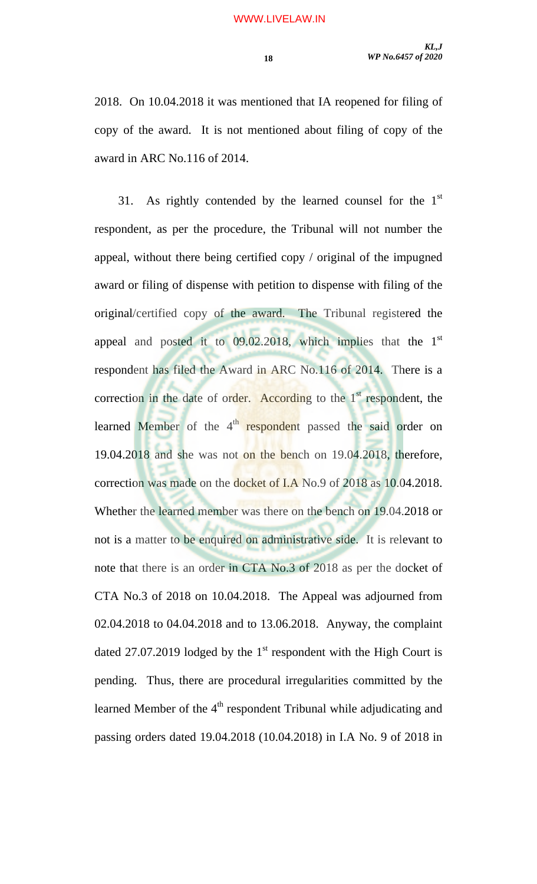2018. On 10.04.2018 it was mentioned that IA reopened for filing of copy of the award. It is not mentioned about filing of copy of the award in ARC No.116 of 2014.

31. As rightly contended by the learned counsel for the 1st respondent, as per the procedure, the Tribunal will not number the appeal, without there being certified copy / original of the impugned award or filing of dispense with petition to dispense with filing of the original/certified copy of the award. The Tribunal registered the appeal and posted it to 09.02.2018, which implies that the 1st respondent has filed the Award in ARC No.116 of 2014. There is a correction in the date of order. According to the 1st respondent, the learned Member of the 4th respondent passed the said order on 19.04.2018 and she was not on the bench on 19.04.2018, therefore, correction was made on the docket of I.A No.9 of 2018 as 10.04.2018. Whether the learned member was there on the bench on 19.04.2018 or not is a matter to be enquired on administrative side. It is relevant to note that there is an order in CTA No.3 of 2018 as per the docket of CTA No.3 of 2018 on 10.04.2018. The Appeal was adjourned from 02.04.2018 to 04.04.2018 and to 13.06.2018. Anyway, the complaint dated 27.07.2019 lodged by the 1st respondent with the High Court is pending. Thus, there are procedural irregularities committed by the learned Member of the 4th respondent Tribunal while adjudicating and passing orders dated 19.04.2018 (10.04.2018) in I.A No. 9 of 2018 in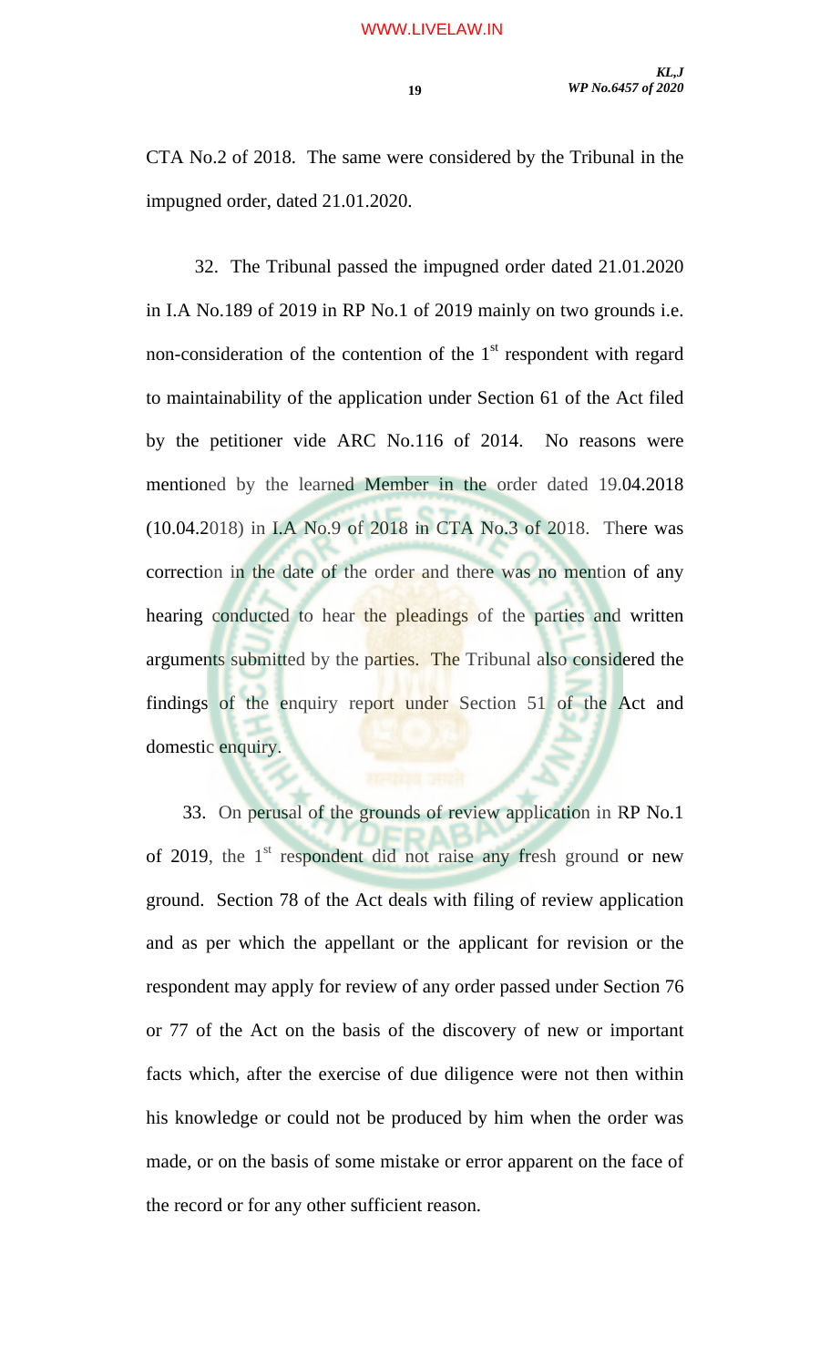CTA No.2 of 2018. The same were considered by the Tribunal in the impugned order, dated 21.01.2020.

32. The Tribunal passed the impugned order dated 21.01.2020 in I.A No.189 of 2019 in RP No.1 of 2019 mainly on two grounds i.e. non-consideration of the contention of the 1st respondent with regard to maintainability of the application under Section 61 of the Act filed by the petitioner vide ARC No.116 of 2014. No reasons were mentioned by the learned Member in the order dated 19.04.2018 (10.04.2018) in I.A No.9 of 2018 in CTA No.3 of 2018. There was correction in the date of the order and there was no mention of any hearing conducted to hear the pleadings of the parties and written arguments submitted by the parties. The Tribunal also considered the findings of the enquiry report under Section 51 of the Act and domestic enquiry.

33. On perusal of the grounds of review application in RP No.1 of 2019, the 1st respondent did not raise any fresh ground or new ground. Section 78 of the Act deals with filing of review application and as per which the appellant or the applicant for revision or the respondent may apply for review of any order passed under Section 76 or 77 of the Act on the basis of the discovery of new or important facts which, after the exercise of due diligence were not then within his knowledge or could not be produced by him when the order was made, or on the basis of some mistake or error apparent on the face of the record or for any other sufficient reason.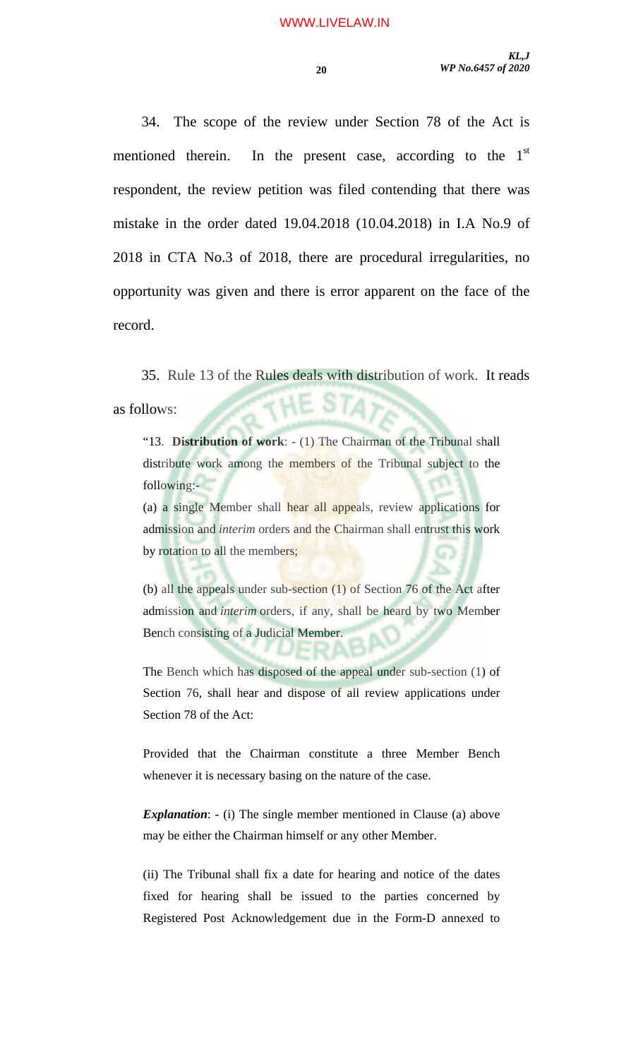34. The scope of the review under Section 78 of the Act is mentioned therein. In the present case, according to the 1st respondent, the review petition was filed contending that there was mistake in the order dated 19.04.2018 (10.04.2018) in I.A No.9 of 2018 in CTA No.3 of 2018, there are procedural irregularities, no opportunity was given and there is error apparent on the face of the record.

35. Rule 13 of the Rules deals with distribution of work. It reads as follows:

> "13. **Distribution of work**: - (1) The Chairman of the Tribunal shall distribute work among the members of the Tribunal subject to the following:-
>
> (a) a single Member shall hear all appeals, review applications for admission and *interim* orders and the Chairman shall entrust this work by rotation to all the members;
>
> (b) all the appeals under sub-section (1) of Section 76 of the Act after admission and *interim* orders, if any, shall be heard by two Member Bench consisting of a Judicial Member.
>
> The Bench which has disposed of the appeal under sub-section (1) of Section 76, shall hear and dispose of all review applications under Section 78 of the Act:
>
> Provided that the Chairman constitute a three Member Bench whenever it is necessary basing on the nature of the case.
>
> ***Explanation***: - (i) The single member mentioned in Clause (a) above may be either the Chairman himself or any other Member.
>
> (ii) The Tribunal shall fix a date for hearing and notice of the dates fixed for hearing shall be issued to the parties concerned by Registered Post Acknowledgement due in the Form-D annexed to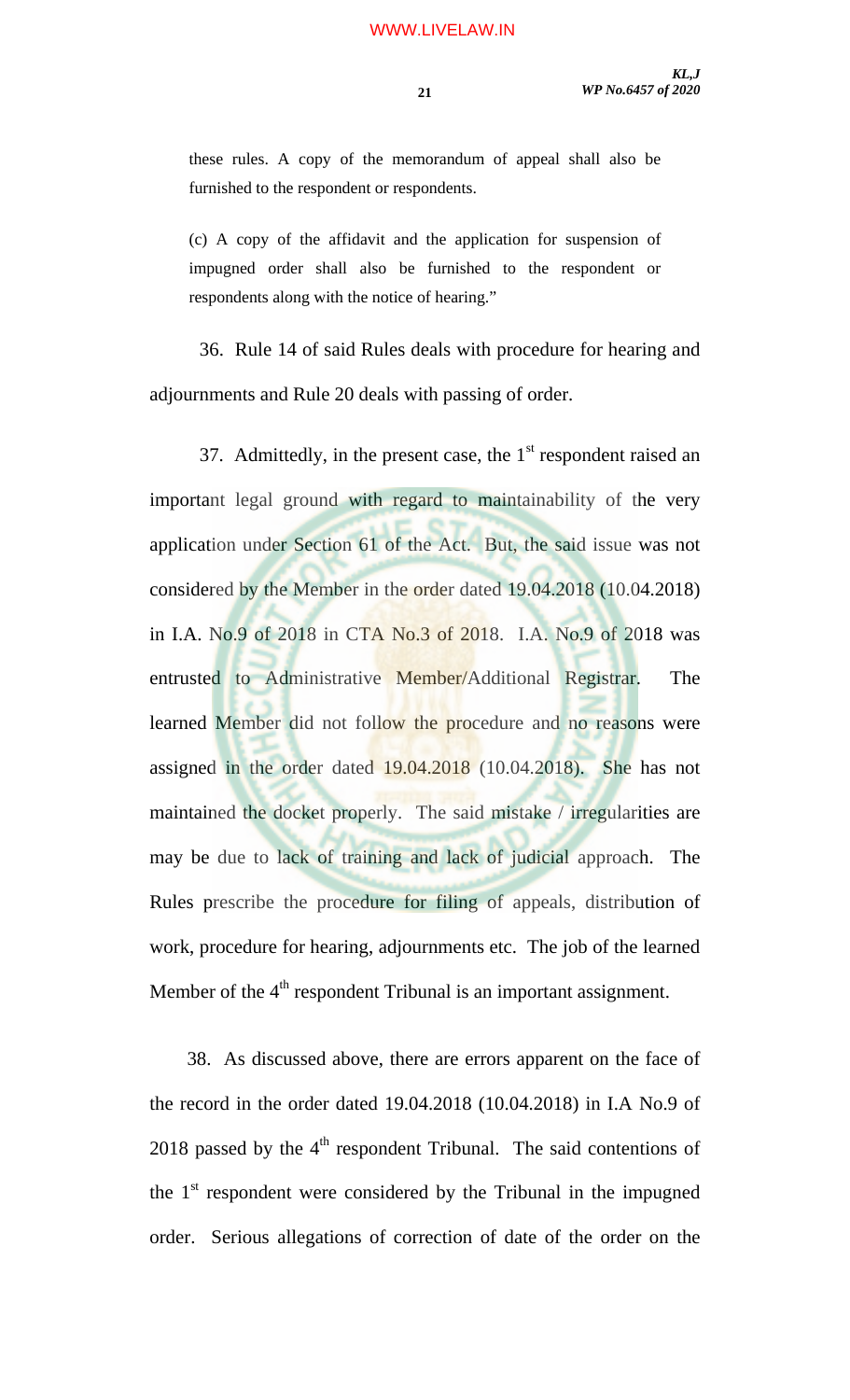these rules. A copy of the memorandum of appeal shall also be furnished to the respondent or respondents.

(c) A copy of the affidavit and the application for suspension of impugned order shall also be furnished to the respondent or respondents along with the notice of hearing."

36. Rule 14 of said Rules deals with procedure for hearing and adjournments and Rule 20 deals with passing of order.

37. Admittedly, in the present case, the 1st respondent raised an important legal ground with regard to maintainability of the very application under Section 61 of the Act. But, the said issue was not considered by the Member in the order dated 19.04.2018 (10.04.2018) in I.A. No.9 of 2018 in CTA No.3 of 2018. I.A. No.9 of 2018 was entrusted to Administrative Member/Additional Registrar. The learned Member did not follow the procedure and no reasons were assigned in the order dated 19.04.2018 (10.04.2018). She has not maintained the docket properly. The said mistake / irregularities are may be due to lack of training and lack of judicial approach. The Rules prescribe the procedure for filing of appeals, distribution of work, procedure for hearing, adjournments etc. The job of the learned Member of the 4th respondent Tribunal is an important assignment.

38. As discussed above, there are errors apparent on the face of the record in the order dated 19.04.2018 (10.04.2018) in I.A No.9 of 2018 passed by the 4th respondent Tribunal. The said contentions of the 1st respondent were considered by the Tribunal in the impugned order. Serious allegations of correction of date of the order on the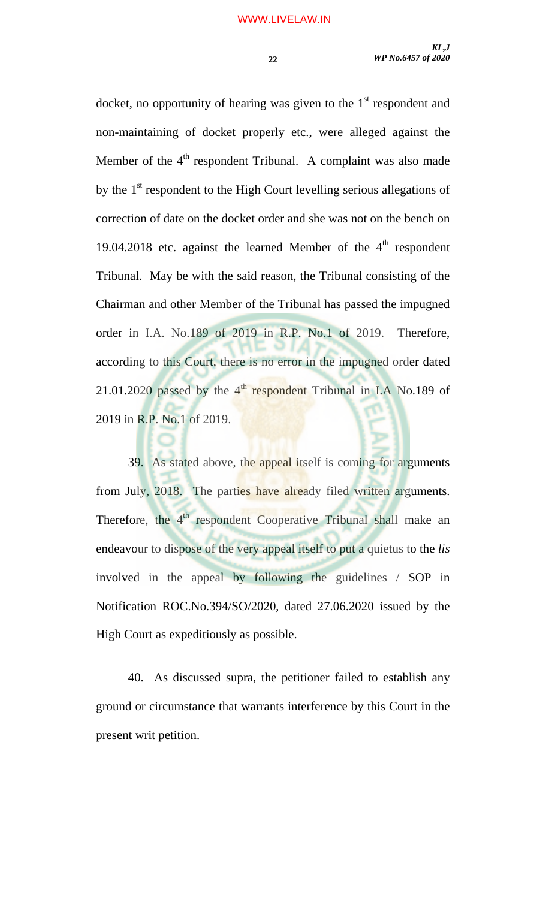docket, no opportunity of hearing was given to the 1st respondent and non-maintaining of docket properly etc., were alleged against the Member of the 4th respondent Tribunal. A complaint was also made by the 1st respondent to the High Court levelling serious allegations of correction of date on the docket order and she was not on the bench on 19.04.2018 etc. against the learned Member of the 4th respondent Tribunal. May be with the said reason, the Tribunal consisting of the Chairman and other Member of the Tribunal has passed the impugned order in I.A. No.189 of 2019 in R.P. No.1 of 2019. Therefore, according to this Court, there is no error in the impugned order dated 21.01.2020 passed by the 4th respondent Tribunal in I.A No.189 of 2019 in R.P. No.1 of 2019.

39. As stated above, the appeal itself is coming for arguments from July, 2018. The parties have already filed written arguments. Therefore, the 4th respondent Cooperative Tribunal shall make an endeavour to dispose of the very appeal itself to put a quietus to the *lis* involved in the appeal by following the guidelines / SOP in Notification ROC.No.394/SO/2020, dated 27.06.2020 issued by the High Court as expeditiously as possible.

40. As discussed supra, the petitioner failed to establish any ground or circumstance that warrants interference by this Court in the present writ petition.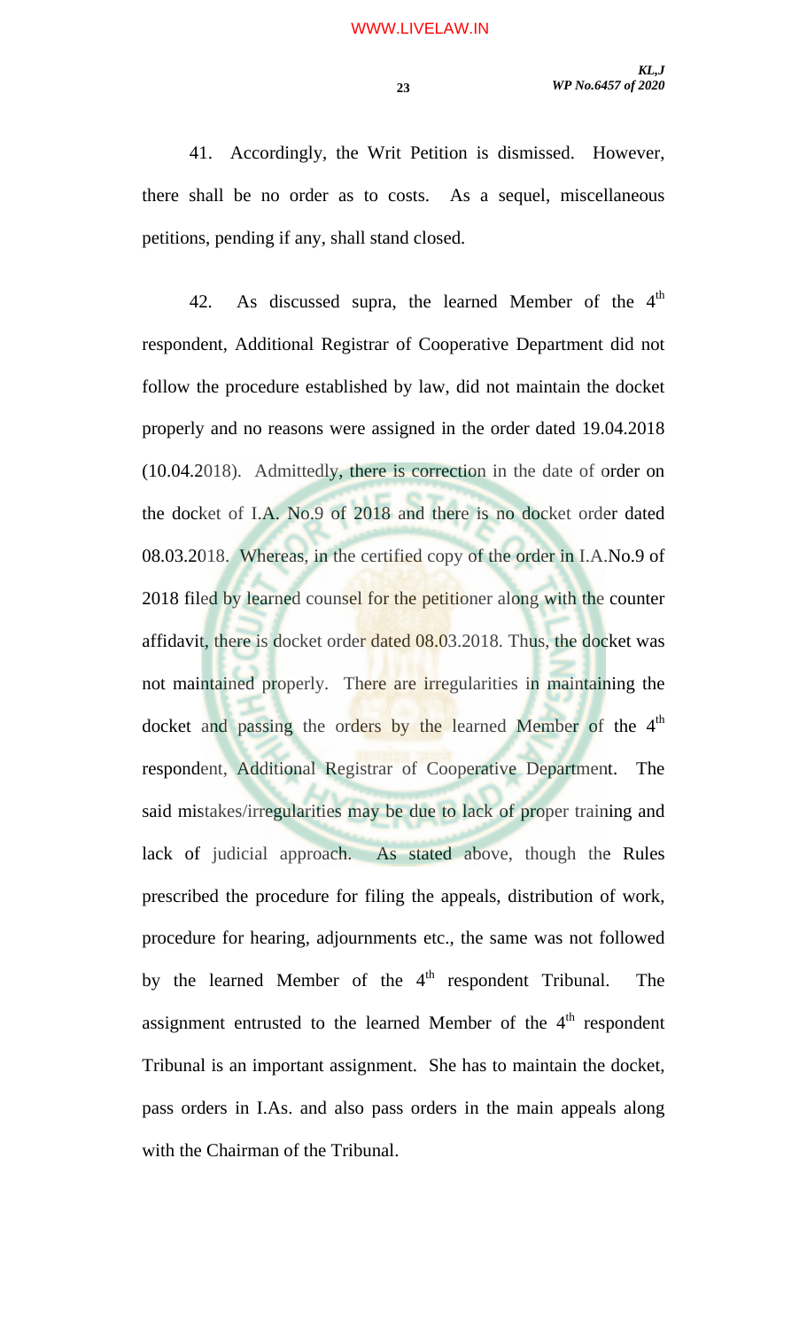41. Accordingly, the Writ Petition is dismissed. However, there shall be no order as to costs. As a sequel, miscellaneous petitions, pending if any, shall stand closed.

42. As discussed supra, the learned Member of the 4th respondent, Additional Registrar of Cooperative Department did not follow the procedure established by law, did not maintain the docket properly and no reasons were assigned in the order dated 19.04.2018 (10.04.2018). Admittedly, there is correction in the date of order on the docket of I.A. No.9 of 2018 and there is no docket order dated 08.03.2018. Whereas, in the certified copy of the order in I.A.No.9 of 2018 filed by learned counsel for the petitioner along with the counter affidavit, there is docket order dated 08.03.2018. Thus, the docket was not maintained properly. There are irregularities in maintaining the docket and passing the orders by the learned Member of the 4th respondent, Additional Registrar of Cooperative Department. The said mistakes/irregularities may be due to lack of proper training and lack of judicial approach. As stated above, though the Rules prescribed the procedure for filing the appeals, distribution of work, procedure for hearing, adjournments etc., the same was not followed by the learned Member of the 4th respondent Tribunal. The assignment entrusted to the learned Member of the 4th respondent Tribunal is an important assignment. She has to maintain the docket, pass orders in I.As. and also pass orders in the main appeals along with the Chairman of the Tribunal.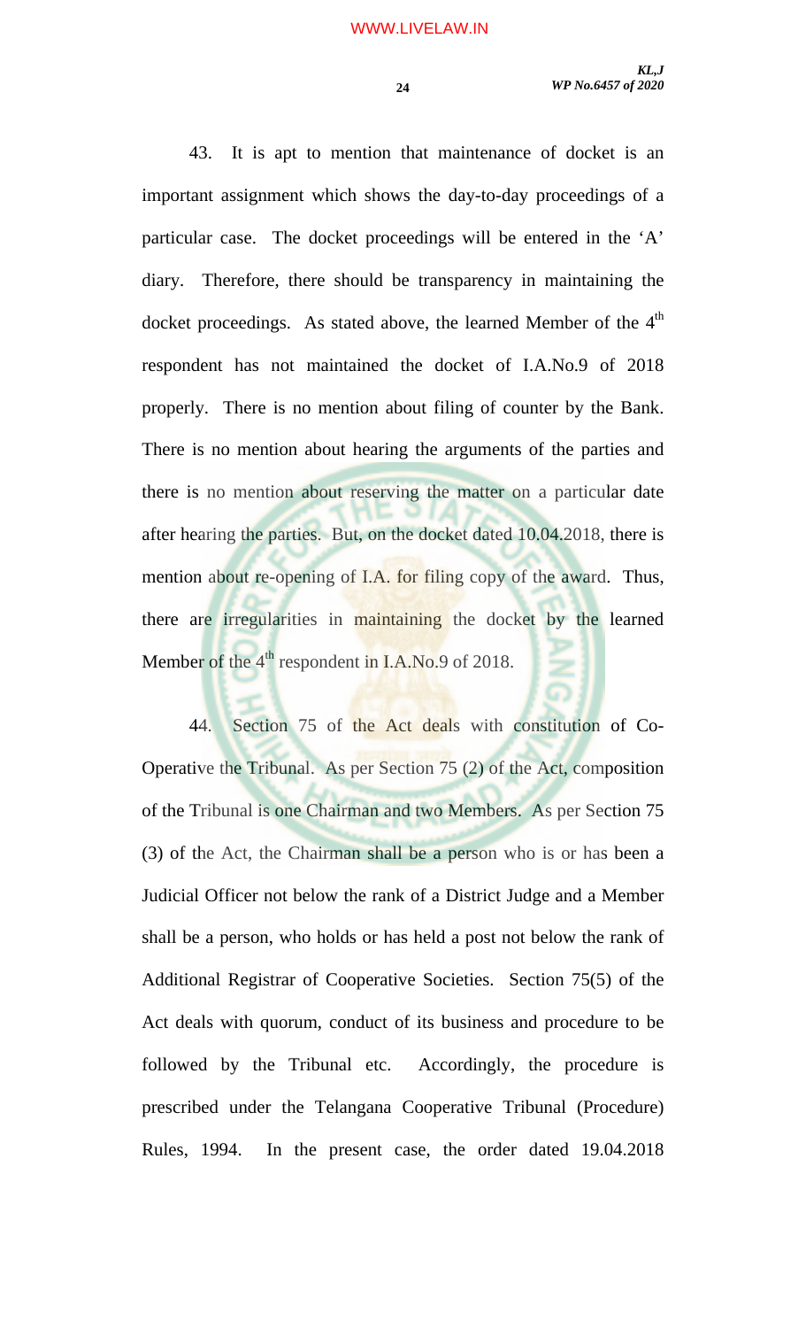43. It is apt to mention that maintenance of docket is an important assignment which shows the day-to-day proceedings of a particular case. The docket proceedings will be entered in the 'A' diary. Therefore, there should be transparency in maintaining the docket proceedings. As stated above, the learned Member of the 4th respondent has not maintained the docket of I.A.No.9 of 2018 properly. There is no mention about filing of counter by the Bank. There is no mention about hearing the arguments of the parties and there is no mention about reserving the matter on a particular date after hearing the parties. But, on the docket dated 10.04.2018, there is mention about re-opening of I.A. for filing copy of the award. Thus, there are irregularities in maintaining the docket by the learned Member of the 4th respondent in I.A.No.9 of 2018.

44. Section 75 of the Act deals with constitution of Co-Operative the Tribunal. As per Section 75 (2) of the Act, composition of the Tribunal is one Chairman and two Members. As per Section 75 (3) of the Act, the Chairman shall be a person who is or has been a Judicial Officer not below the rank of a District Judge and a Member shall be a person, who holds or has held a post not below the rank of Additional Registrar of Cooperative Societies. Section 75(5) of the Act deals with quorum, conduct of its business and procedure to be followed by the Tribunal etc. Accordingly, the procedure is prescribed under the Telangana Cooperative Tribunal (Procedure) Rules, 1994. In the present case, the order dated 19.04.2018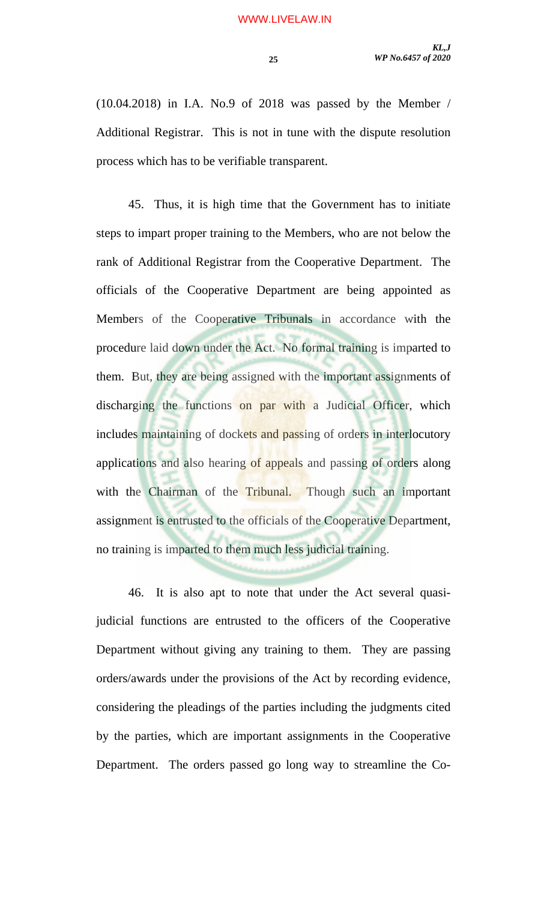(10.04.2018) in I.A. No.9 of 2018 was passed by the Member / Additional Registrar. This is not in tune with the dispute resolution process which has to be verifiable transparent.

45. Thus, it is high time that the Government has to initiate steps to impart proper training to the Members, who are not below the rank of Additional Registrar from the Cooperative Department. The officials of the Cooperative Department are being appointed as Members of the Cooperative Tribunals in accordance with the procedure laid down under the Act. No formal training is imparted to them. But, they are being assigned with the important assignments of discharging the functions on par with a Judicial Officer, which includes maintaining of dockets and passing of orders in interlocutory applications and also hearing of appeals and passing of orders along with the Chairman of the Tribunal. Though such an important assignment is entrusted to the officials of the Cooperative Department, no training is imparted to them much less judicial training.

46. It is also apt to note that under the Act several quasi-judicial functions are entrusted to the officers of the Cooperative Department without giving any training to them. They are passing orders/awards under the provisions of the Act by recording evidence, considering the pleadings of the parties including the judgments cited by the parties, which are important assignments in the Cooperative Department. The orders passed go long way to streamline the Co-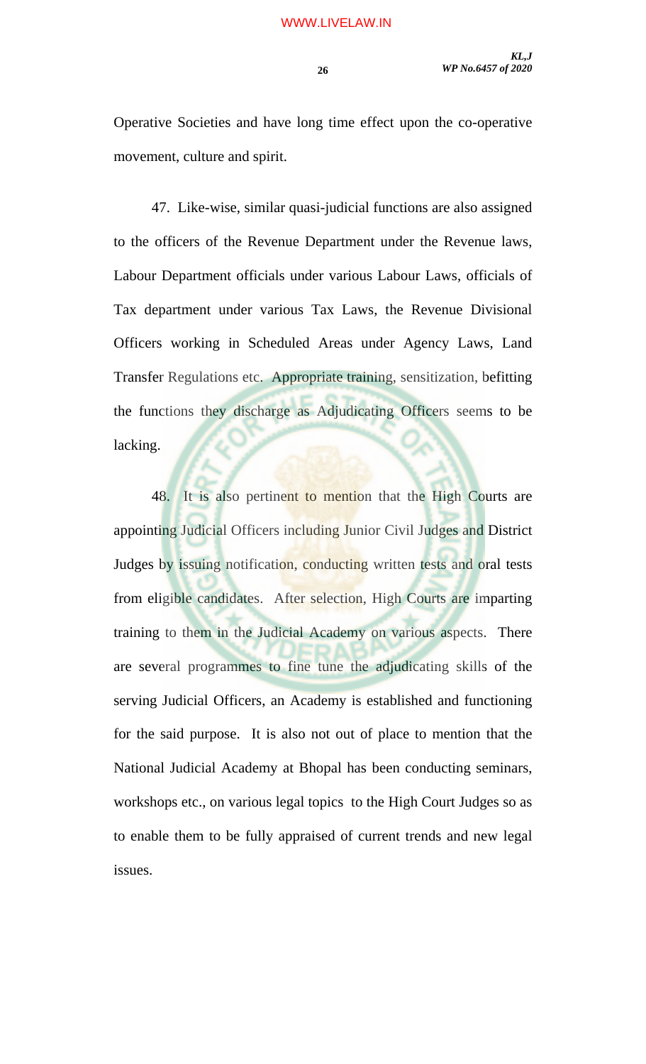Operative Societies and have long time effect upon the co-operative movement, culture and spirit.

47. Like-wise, similar quasi-judicial functions are also assigned to the officers of the Revenue Department under the Revenue laws, Labour Department officials under various Labour Laws, officials of Tax department under various Tax Laws, the Revenue Divisional Officers working in Scheduled Areas under Agency Laws, Land Transfer Regulations etc. Appropriate training, sensitization, befitting the functions they discharge as Adjudicating Officers seems to be lacking.

48. It is also pertinent to mention that the High Courts are appointing Judicial Officers including Junior Civil Judges and District Judges by issuing notification, conducting written tests and oral tests from eligible candidates. After selection, High Courts are imparting training to them in the Judicial Academy on various aspects. There are several programmes to fine tune the adjudicating skills of the serving Judicial Officers, an Academy is established and functioning for the said purpose. It is also not out of place to mention that the National Judicial Academy at Bhopal has been conducting seminars, workshops etc., on various legal topics to the High Court Judges so as to enable them to be fully appraised of current trends and new legal issues.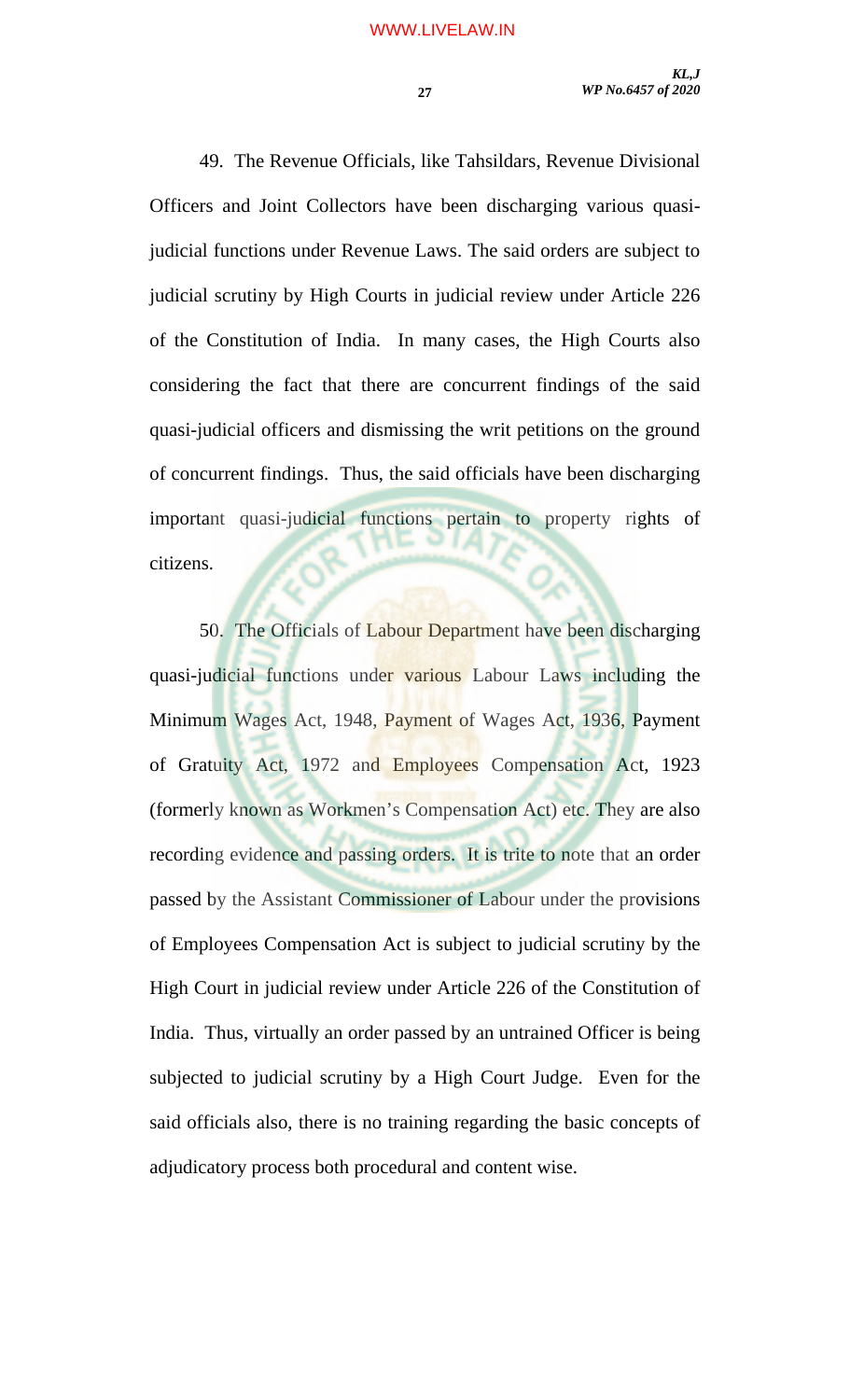49. The Revenue Officials, like Tahsildars, Revenue Divisional Officers and Joint Collectors have been discharging various quasi-judicial functions under Revenue Laws. The said orders are subject to judicial scrutiny by High Courts in judicial review under Article 226 of the Constitution of India. In many cases, the High Courts also considering the fact that there are concurrent findings of the said quasi-judicial officers and dismissing the writ petitions on the ground of concurrent findings. Thus, the said officials have been discharging important quasi-judicial functions pertain to property rights of citizens.

50. The Officials of Labour Department have been discharging quasi-judicial functions under various Labour Laws including the Minimum Wages Act, 1948, Payment of Wages Act, 1936, Payment of Gratuity Act, 1972 and Employees Compensation Act, 1923 (formerly known as Workmen's Compensation Act) etc. They are also recording evidence and passing orders. It is trite to note that an order passed by the Assistant Commissioner of Labour under the provisions of Employees Compensation Act is subject to judicial scrutiny by the High Court in judicial review under Article 226 of the Constitution of India. Thus, virtually an order passed by an untrained Officer is being subjected to judicial scrutiny by a High Court Judge. Even for the said officials also, there is no training regarding the basic concepts of adjudicatory process both procedural and content wise.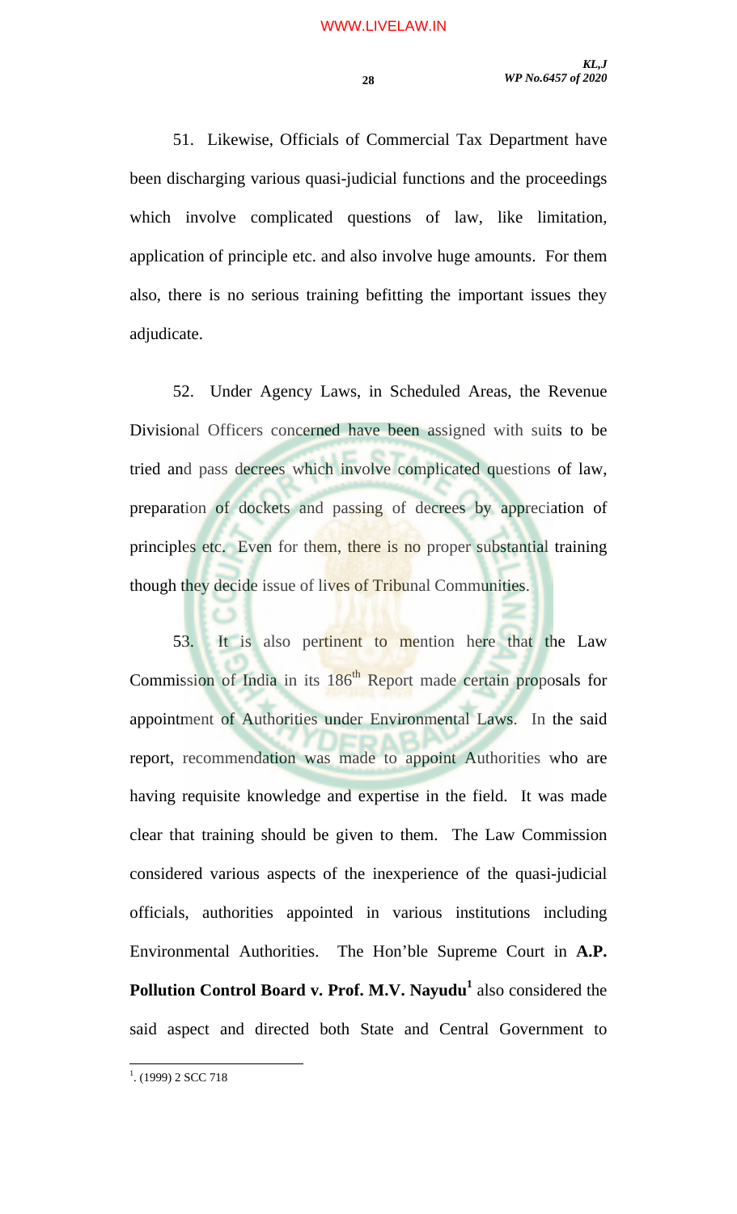51. Likewise, Officials of Commercial Tax Department have been discharging various quasi-judicial functions and the proceedings which involve complicated questions of law, like limitation, application of principle etc. and also involve huge amounts. For them also, there is no serious training befitting the important issues they adjudicate.

52. Under Agency Laws, in Scheduled Areas, the Revenue Divisional Officers concerned have been assigned with suits to be tried and pass decrees which involve complicated questions of law, preparation of dockets and passing of decrees by appreciation of principles etc. Even for them, there is no proper substantial training though they decide issue of lives of Tribunal Communities.

53. It is also pertinent to mention here that the Law Commission of India in its 186th Report made certain proposals for appointment of Authorities under Environmental Laws. In the said report, recommendation was made to appoint Authorities who are having requisite knowledge and expertise in the field. It was made clear that training should be given to them. The Law Commission considered various aspects of the inexperience of the quasi-judicial officials, authorities appointed in various institutions including Environmental Authorities. The Hon'ble Supreme Court in **A.P. Pollution Control Board v. Prof. M.V. Nayudu**[1] also considered the said aspect and directed both State and Central Government to

---

[1]. (1999) 2 SCC 718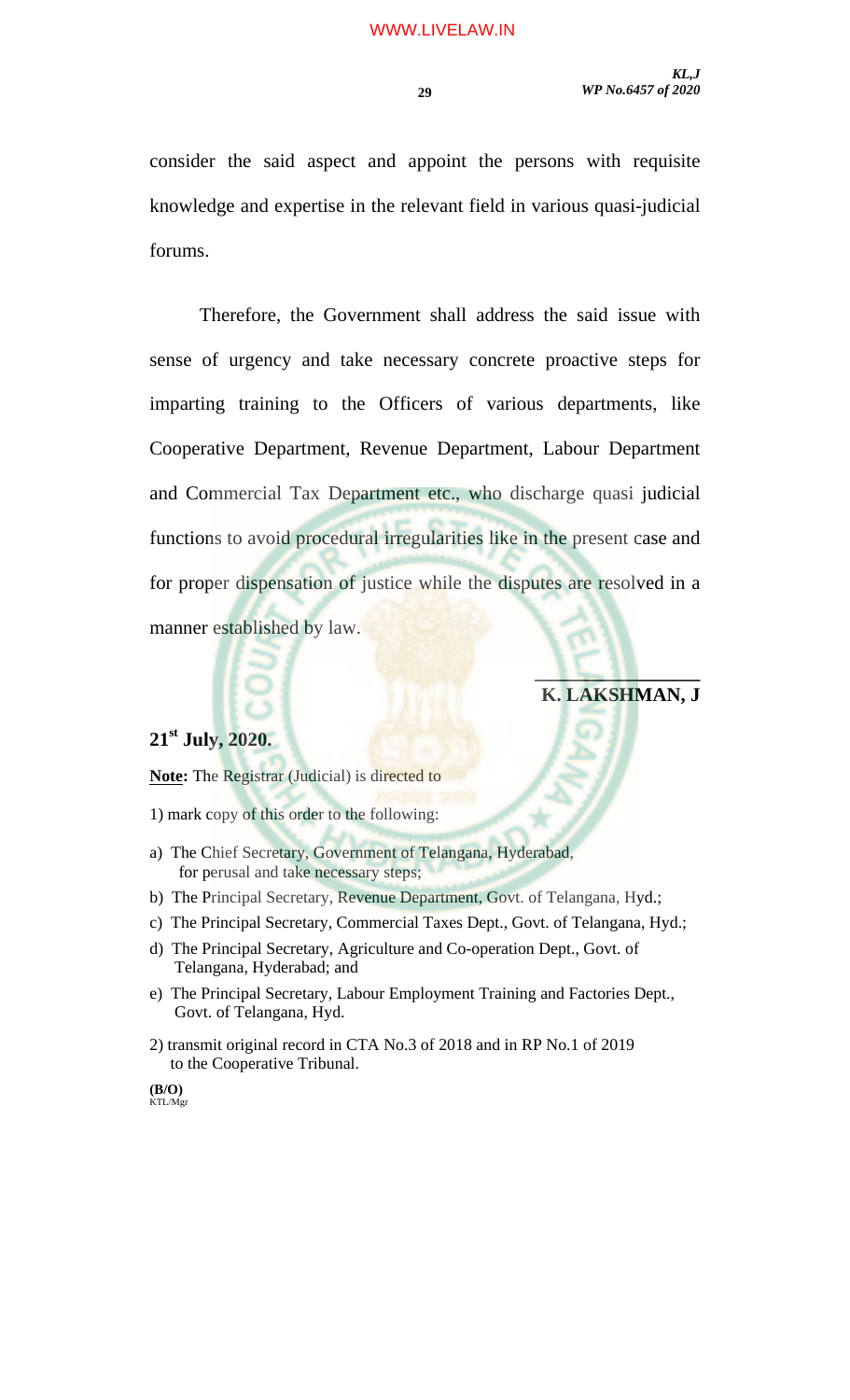consider the said aspect and appoint the persons with requisite knowledge and expertise in the relevant field in various quasi-judicial forums.

Therefore, the Government shall address the said issue with sense of urgency and take necessary concrete proactive steps for imparting training to the Officers of various departments, like Cooperative Department, Revenue Department, Labour Department and Commercial Tax Department etc., who discharge quasi judicial functions to avoid procedural irregularities like in the present case and for proper dispensation of justice while the disputes are resolved in a manner established by law.

**K. LAKSHMAN, J**

**21st July, 2020.**

**Note:** The Registrar (Judicial) is directed to

1) mark copy of this order to the following:

a) The Chief Secretary, Government of Telangana, Hyderabad, for perusal and take necessary steps;

b) The Principal Secretary, Revenue Department, Govt. of Telangana, Hyd.;

c) The Principal Secretary, Commercial Taxes Dept., Govt. of Telangana, Hyd.;

d) The Principal Secretary, Agriculture and Co-operation Dept., Govt. of Telangana, Hyderabad; and

e) The Principal Secretary, Labour Employment Training and Factories Dept., Govt. of Telangana, Hyd.

2) transmit original record in CTA No.3 of 2018 and in RP No.1 of 2019 to the Cooperative Tribunal.

**(B/O)**
KTL/Mgr